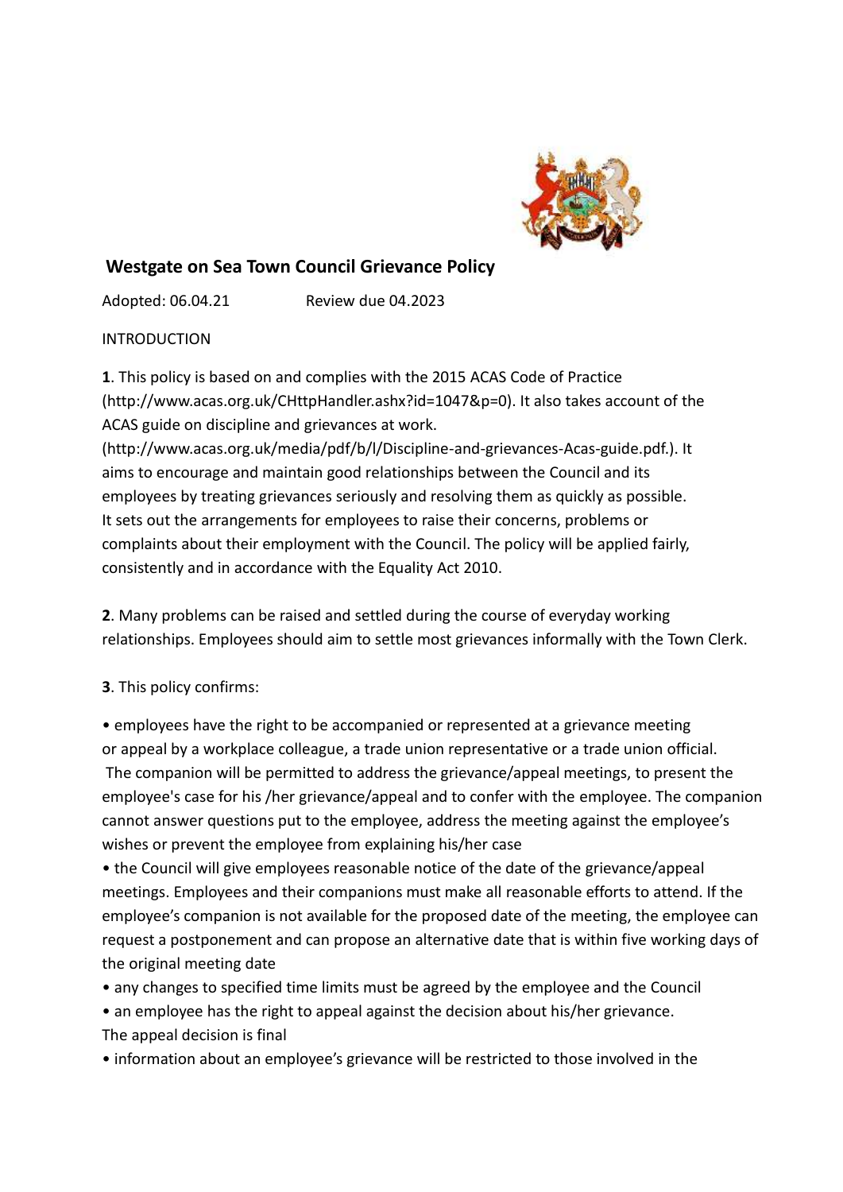# Westgate on Sea Town Council Grievance Policy

Adopted: 06.04.21 Review due 04.2023

INTRODUCTION

**1**. This policy is based on and complies with the 2015 ACAS Code of Practice (http://www.acas.org.uk/CHttpHandler.ashx?id=1047&p=0). It also takes account of the ACAS guide on discipline and grievances at work. (http://www.acas.org.uk/media/pdf/b/l/Discipline-and-grievances-Acas-guide.pdf.). It aims to encourage and maintain good relationships between the Council and its employees by treating grievances seriously and resolving them as quickly as possible. It sets out the arrangements for employees to raise their concerns, problems or complaints about their employment with the Council. The policy will be applied fairly, consistently and in accordance with the Equality Act 2010.

**2**. Many problems can be raised and settled during the course of everyday working relationships. Employees should aim to settle most grievances informally with the Town Clerk.

**3**. This policy confirms:

- employees have the right to be accompanied or represented at a grievance meeting or appeal by a workplace colleague, a trade union representative or a trade union official. The companion will be permitted to address the grievance/appeal meetings, to present the employee's case for his /her grievance/appeal and to confer with the employee. The companion cannot answer questions put to the employee, address the meeting against the employee's wishes or prevent the employee from explaining his/her case
- the Council will give employees reasonable notice of the date of the grievance/appeal meetings. Employees and their companions must make all reasonable efforts to attend. If the employee's companion is not available for the proposed date of the meeting, the employee can request a postponement and can propose an alternative date that is within five working days of the original meeting date
- any changes to specified time limits must be agreed by the employee and the Council
- an employee has the right to appeal against the decision about his/her grievance. The appeal decision is final
- information about an employee's grievance will be restricted to those involved in the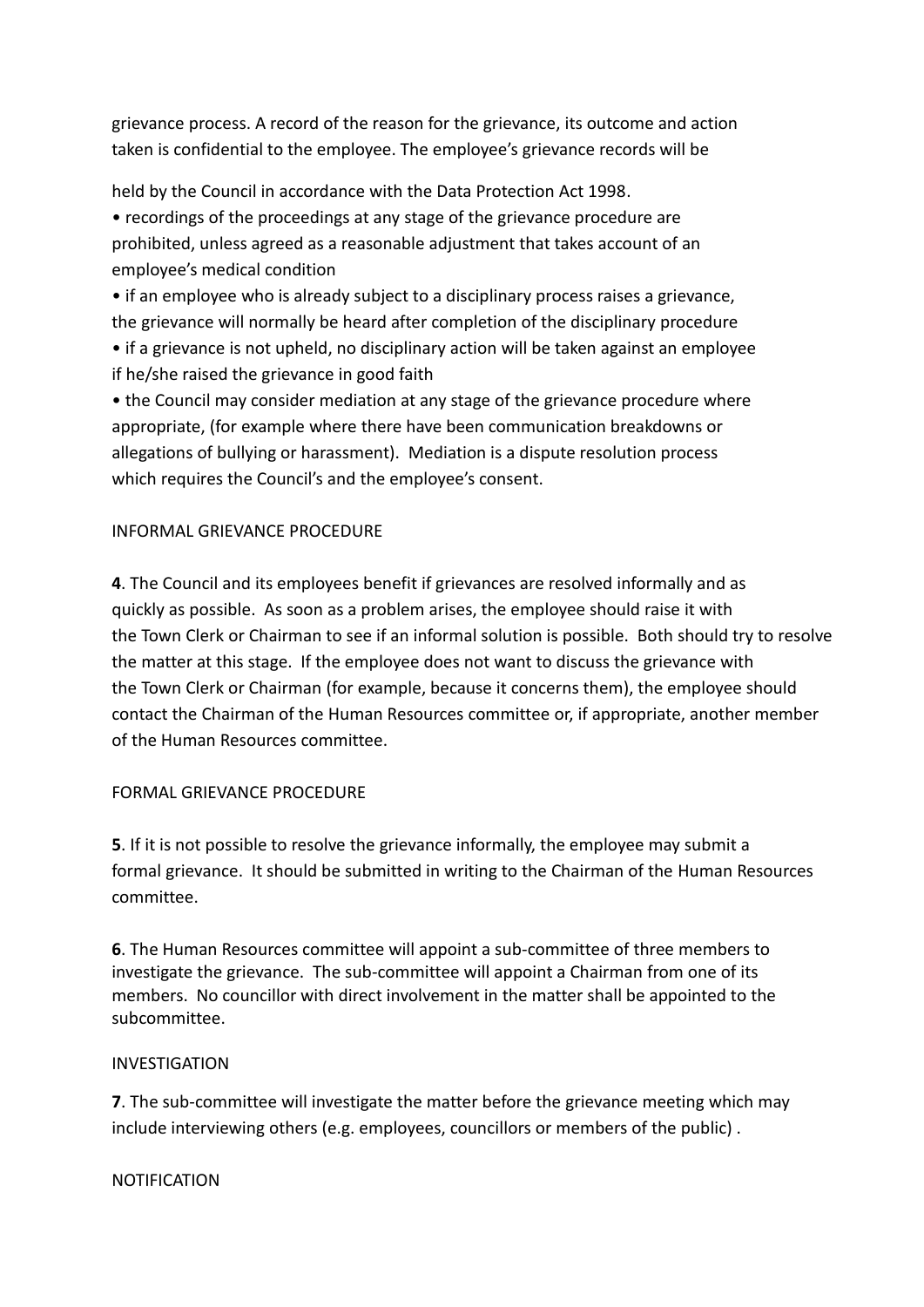grievance process. A record of the reason for the grievance, its outcome and action taken is confidential to the employee. The employee's grievance records will be

held by the Council in accordance with the Data Protection Act 1998.

- recordings of the proceedings at any stage of the grievance procedure are prohibited, unless agreed as a reasonable adjustment that takes account of an employee's medical condition
- if an employee who is already subject to a disciplinary process raises a grievance, the grievance will normally be heard after completion of the disciplinary procedure
- if a grievance is not upheld, no disciplinary action will be taken against an employee if he/she raised the grievance in good faith
- the Council may consider mediation at any stage of the grievance procedure where appropriate, (for example where there have been communication breakdowns or allegations of bullying or harassment). Mediation is a dispute resolution process which requires the Council's and the employee's consent.

INFORMAL GRIEVANCE PROCEDURE

**4**. The Council and its employees benefit if grievances are resolved informally and as quickly as possible. As soon as a problem arises, the employee should raise it with the Town Clerk or Chairman to see if an informal solution is possible. Both should try to resolve the matter at this stage. If the employee does not want to discuss the grievance with the Town Clerk or Chairman (for example, because it concerns them), the employee should contact the Chairman of the Human Resources committee or, if appropriate, another member of the Human Resources committee.

FORMAL GRIEVANCE PROCEDURE

**5**. If it is not possible to resolve the grievance informally, the employee may submit a formal grievance. It should be submitted in writing to the Chairman of the Human Resources committee.

**6**. The Human Resources committee will appoint a sub-committee of three members to investigate the grievance. The sub-committee will appoint a Chairman from one of its members. No councillor with direct involvement in the matter shall be appointed to the subcommittee.

INVESTIGATION

**7**. The sub-committee will investigate the matter before the grievance meeting which may include interviewing others (e.g. employees, councillors or members of the public) .

NOTIFICATION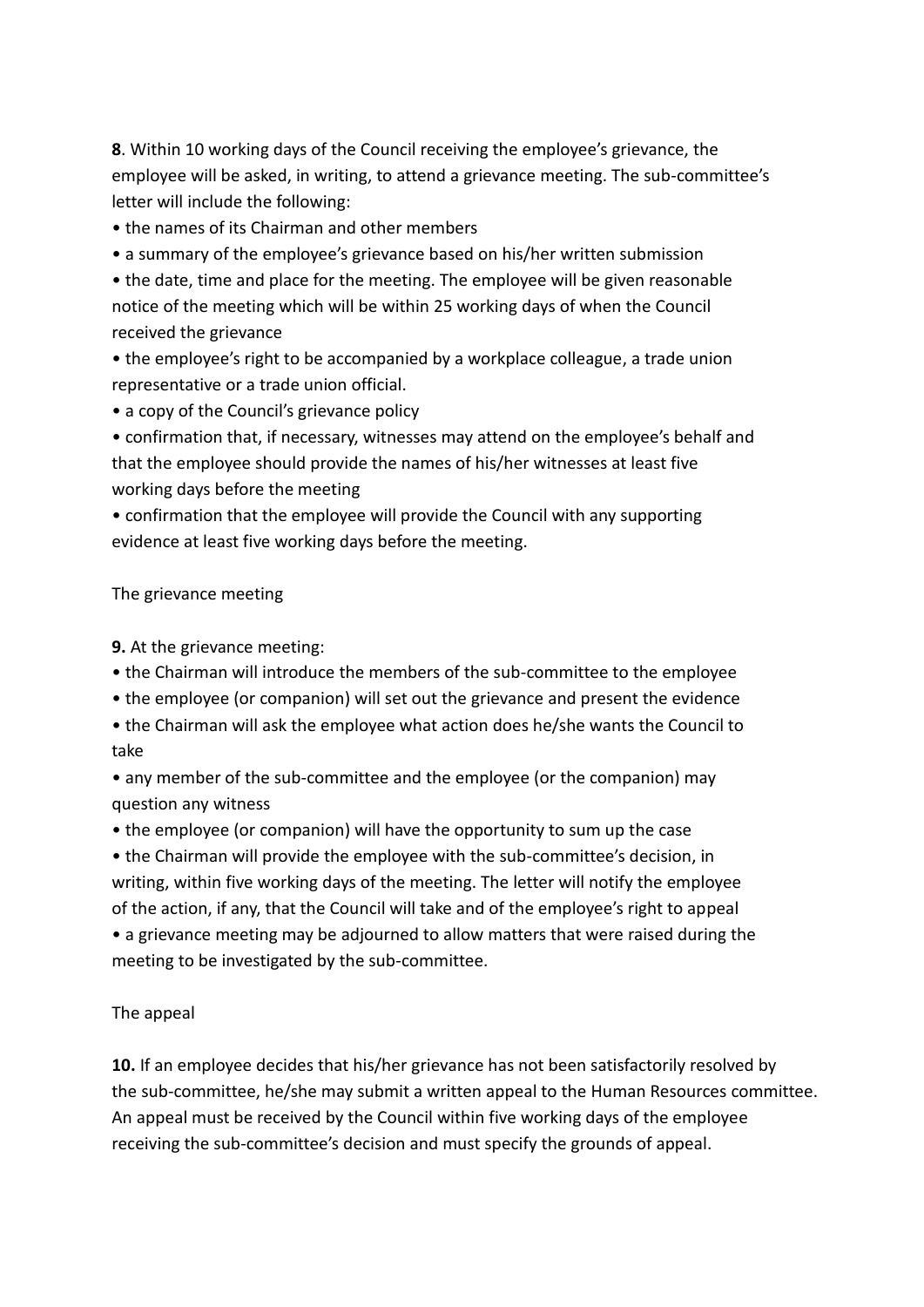**8**. Within 10 working days of the Council receiving the employee's grievance, the employee will be asked, in writing, to attend a grievance meeting. The sub-committee's letter will include the following:

- the names of its Chairman and other members
- a summary of the employee's grievance based on his/her written submission
- the date, time and place for the meeting. The employee will be given reasonable notice of the meeting which will be within 25 working days of when the Council received the grievance
- the employee's right to be accompanied by a workplace colleague, a trade union representative or a trade union official.
- a copy of the Council's grievance policy
- confirmation that, if necessary, witnesses may attend on the employee's behalf and that the employee should provide the names of his/her witnesses at least five working days before the meeting
- confirmation that the employee will provide the Council with any supporting evidence at least five working days before the meeting.

The grievance meeting

**9.** At the grievance meeting:

- the Chairman will introduce the members of the sub-committee to the employee
- the employee (or companion) will set out the grievance and present the evidence
- the Chairman will ask the employee what action does he/she wants the Council to take
- any member of the sub-committee and the employee (or the companion) may question any witness
- the employee (or companion) will have the opportunity to sum up the case
- the Chairman will provide the employee with the sub-committee's decision, in writing, within five working days of the meeting. The letter will notify the employee of the action, if any, that the Council will take and of the employee's right to appeal
- a grievance meeting may be adjourned to allow matters that were raised during the meeting to be investigated by the sub-committee.

The appeal

**10.** If an employee decides that his/her grievance has not been satisfactorily resolved by the sub-committee, he/she may submit a written appeal to the Human Resources committee. An appeal must be received by the Council within five working days of the employee receiving the sub-committee's decision and must specify the grounds of appeal.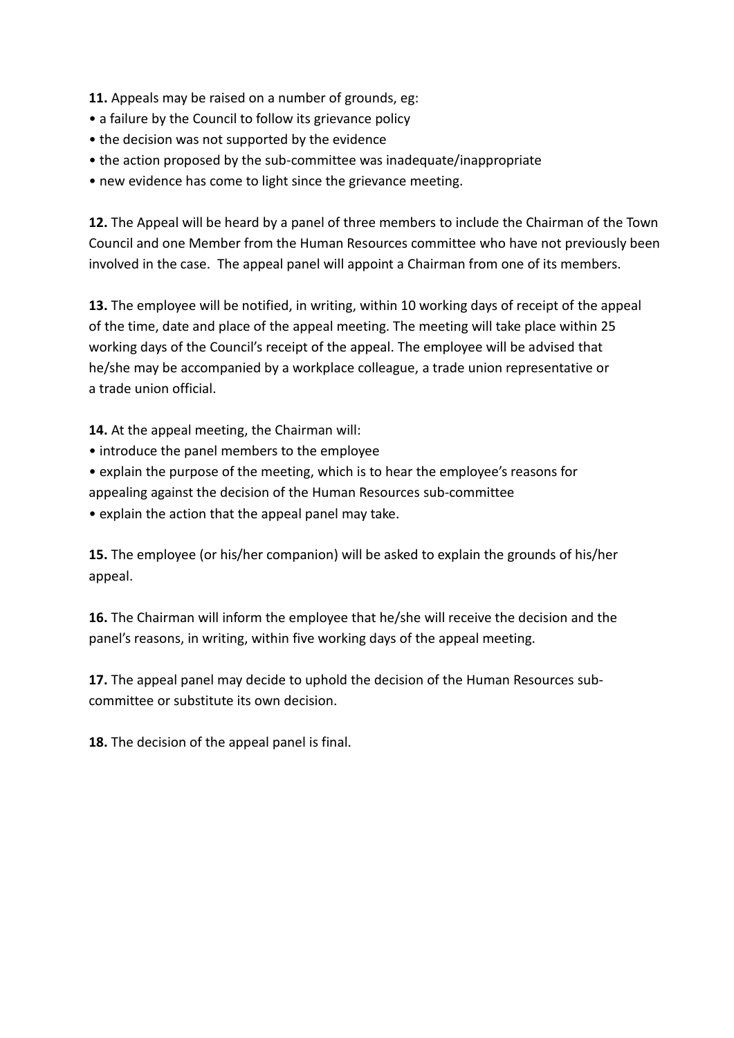**11.** Appeals may be raised on a number of grounds, eg:

- a failure by the Council to follow its grievance policy
- the decision was not supported by the evidence
- the action proposed by the sub-committee was inadequate/inappropriate
- new evidence has come to light since the grievance meeting.

**12.** The Appeal will be heard by a panel of three members to include the Chairman of the Town Council and one Member from the Human Resources committee who have not previously been involved in the case. The appeal panel will appoint a Chairman from one of its members.

**13.** The employee will be notified, in writing, within 10 working days of receipt of the appeal of the time, date and place of the appeal meeting. The meeting will take place within 25 working days of the Council's receipt of the appeal. The employee will be advised that he/she may be accompanied by a workplace colleague, a trade union representative or a trade union official.

**14.** At the appeal meeting, the Chairman will:

- introduce the panel members to the employee
- explain the purpose of the meeting, which is to hear the employee's reasons for appealing against the decision of the Human Resources sub-committee
- explain the action that the appeal panel may take.

**15.** The employee (or his/her companion) will be asked to explain the grounds of his/her appeal.

**16.** The Chairman will inform the employee that he/she will receive the decision and the panel's reasons, in writing, within five working days of the appeal meeting.

**17.** The appeal panel may decide to uphold the decision of the Human Resources sub-committee or substitute its own decision.

**18.** The decision of the appeal panel is final.